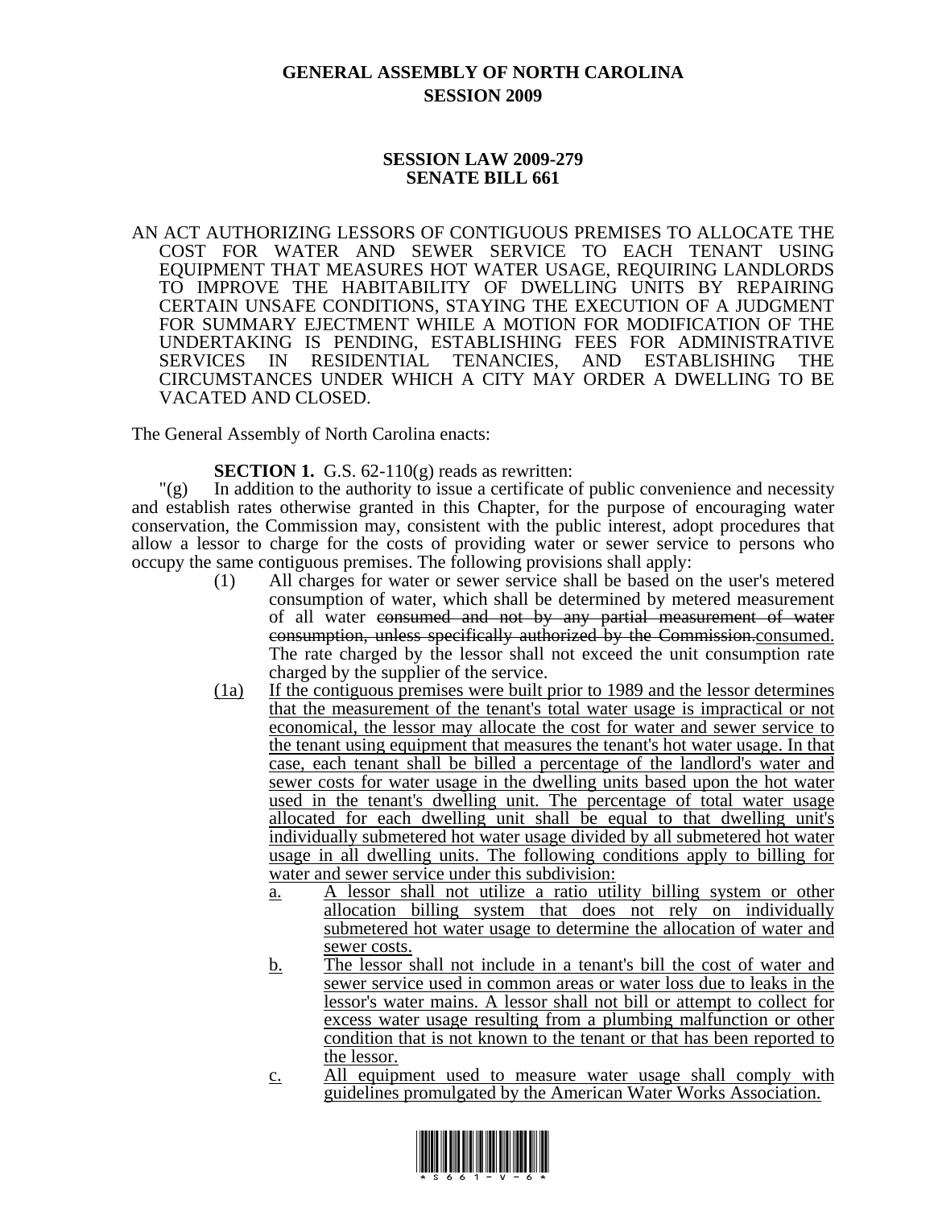# GENERAL ASSEMBLY OF NORTH CAROLINA
## SESSION 2009

## SESSION LAW 2009-279
## SENATE BILL 661

AN ACT AUTHORIZING LESSORS OF CONTIGUOUS PREMISES TO ALLOCATE THE COST FOR WATER AND SEWER SERVICE TO EACH TENANT USING EQUIPMENT THAT MEASURES HOT WATER USAGE, REQUIRING LANDLORDS TO IMPROVE THE HABITABILITY OF DWELLING UNITS BY REPAIRING CERTAIN UNSAFE CONDITIONS, STAYING THE EXECUTION OF A JUDGMENT FOR SUMMARY EJECTMENT WHILE A MOTION FOR MODIFICATION OF THE UNDERTAKING IS PENDING, ESTABLISHING FEES FOR ADMINISTRATIVE SERVICES IN RESIDENTIAL TENANCIES, AND ESTABLISHING THE CIRCUMSTANCES UNDER WHICH A CITY MAY ORDER A DWELLING TO BE VACATED AND CLOSED.

The General Assembly of North Carolina enacts:

**SECTION 1.** G.S. 62-110(g) reads as rewritten:

"(g) In addition to the authority to issue a certificate of public convenience and necessity and establish rates otherwise granted in this Chapter, for the purpose of encouraging water conservation, the Commission may, consistent with the public interest, adopt procedures that allow a lessor to charge for the costs of providing water or sewer service to persons who occupy the same contiguous premises. The following provisions shall apply:

(1) All charges for water or sewer service shall be based on the user's metered consumption of water, which shall be determined by metered measurement of all water ~~consumed and not by any partial measurement of water consumption, unless specifically authorized by the Commission.~~consumed. The rate charged by the lessor shall not exceed the unit consumption rate charged by the supplier of the service.

(1a) If the contiguous premises were built prior to 1989 and the lessor determines that the measurement of the tenant's total water usage is impractical or not economical, the lessor may allocate the cost for water and sewer service to the tenant using equipment that measures the tenant's hot water usage. In that case, each tenant shall be billed a percentage of the landlord's water and sewer costs for water usage in the dwelling units based upon the hot water used in the tenant's dwelling unit. The percentage of total water usage allocated for each dwelling unit shall be equal to that dwelling unit's individually submetered hot water usage divided by all submetered hot water usage in all dwelling units. The following conditions apply to billing for water and sewer service under this subdivision:

a. A lessor shall not utilize a ratio utility billing system or other allocation billing system that does not rely on individually submetered hot water usage to determine the allocation of water and sewer costs.

b. The lessor shall not include in a tenant's bill the cost of water and sewer service used in common areas or water loss due to leaks in the lessor's water mains. A lessor shall not bill or attempt to collect for excess water usage resulting from a plumbing malfunction or other condition that is not known to the tenant or that has been reported to the lessor.

c. All equipment used to measure water usage shall comply with guidelines promulgated by the American Water Works Association.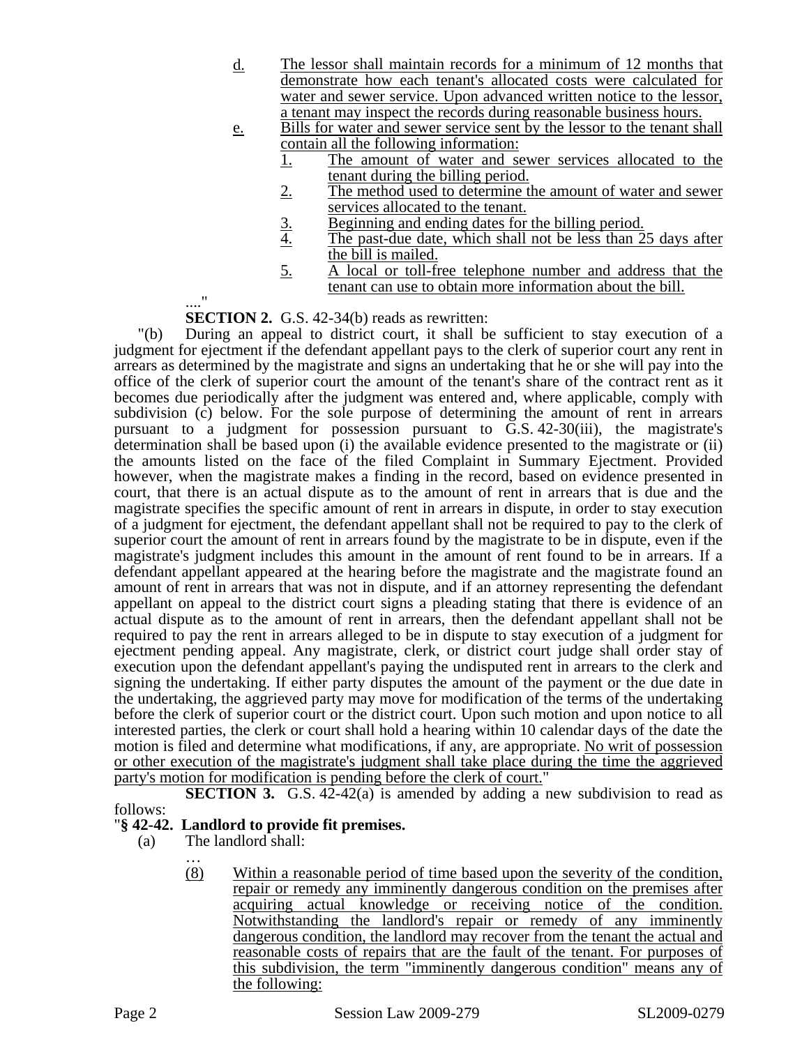d. The lessor shall maintain records for a minimum of 12 months that demonstrate how each tenant's allocated costs were calculated for water and sewer service. Upon advanced written notice to the lessor, a tenant may inspect the records during reasonable business hours.

e. Bills for water and sewer service sent by the lessor to the tenant shall contain all the following information:

1. The amount of water and sewer services allocated to the tenant during the billing period.
2. The method used to determine the amount of water and sewer services allocated to the tenant.
3. Beginning and ending dates for the billing period.
4. The past-due date, which shall not be less than 25 days after the bill is mailed.
5. A local or toll-free telephone number and address that the tenant can use to obtain more information about the bill.

...."

**SECTION 2.** G.S. 42-34(b) reads as rewritten:

"(b) During an appeal to district court, it shall be sufficient to stay execution of a judgment for ejectment if the defendant appellant pays to the clerk of superior court any rent in arrears as determined by the magistrate and signs an undertaking that he or she will pay into the office of the clerk of superior court the amount of the tenant's share of the contract rent as it becomes due periodically after the judgment was entered and, where applicable, comply with subdivision (c) below. For the sole purpose of determining the amount of rent in arrears pursuant to a judgment for possession pursuant to G.S. 42-30(iii), the magistrate's determination shall be based upon (i) the available evidence presented to the magistrate or (ii) the amounts listed on the face of the filed Complaint in Summary Ejectment. Provided however, when the magistrate makes a finding in the record, based on evidence presented in court, that there is an actual dispute as to the amount of rent in arrears that is due and the magistrate specifies the specific amount of rent in arrears in dispute, in order to stay execution of a judgment for ejectment, the defendant appellant shall not be required to pay to the clerk of superior court the amount of rent in arrears found by the magistrate to be in dispute, even if the magistrate's judgment includes this amount in the amount of rent found to be in arrears. If a defendant appellant appeared at the hearing before the magistrate and the magistrate found an amount of rent in arrears that was not in dispute, and if an attorney representing the defendant appellant on appeal to the district court signs a pleading stating that there is evidence of an actual dispute as to the amount of rent in arrears, then the defendant appellant shall not be required to pay the rent in arrears alleged to be in dispute to stay execution of a judgment for ejectment pending appeal. Any magistrate, clerk, or district court judge shall order stay of execution upon the defendant appellant's paying the undisputed rent in arrears to the clerk and signing the undertaking. If either party disputes the amount of the payment or the due date in the undertaking, the aggrieved party may move for modification of the terms of the undertaking before the clerk of superior court or the district court. Upon such motion and upon notice to all interested parties, the clerk or court shall hold a hearing within 10 calendar days of the date the motion is filed and determine what modifications, if any, are appropriate. No writ of possession or other execution of the magistrate's judgment shall take place during the time the aggrieved party's motion for modification is pending before the clerk of court."

**SECTION 3.** G.S. 42-42(a) is amended by adding a new subdivision to read as follows:

"**§ 42-42. Landlord to provide fit premises.**

(a) The landlord shall:

…

(8) Within a reasonable period of time based upon the severity of the condition, repair or remedy any imminently dangerous condition on the premises after acquiring actual knowledge or receiving notice of the condition. Notwithstanding the landlord's repair or remedy of any imminently dangerous condition, the landlord may recover from the tenant the actual and reasonable costs of repairs that are the fault of the tenant. For purposes of this subdivision, the term "imminently dangerous condition" means any of the following: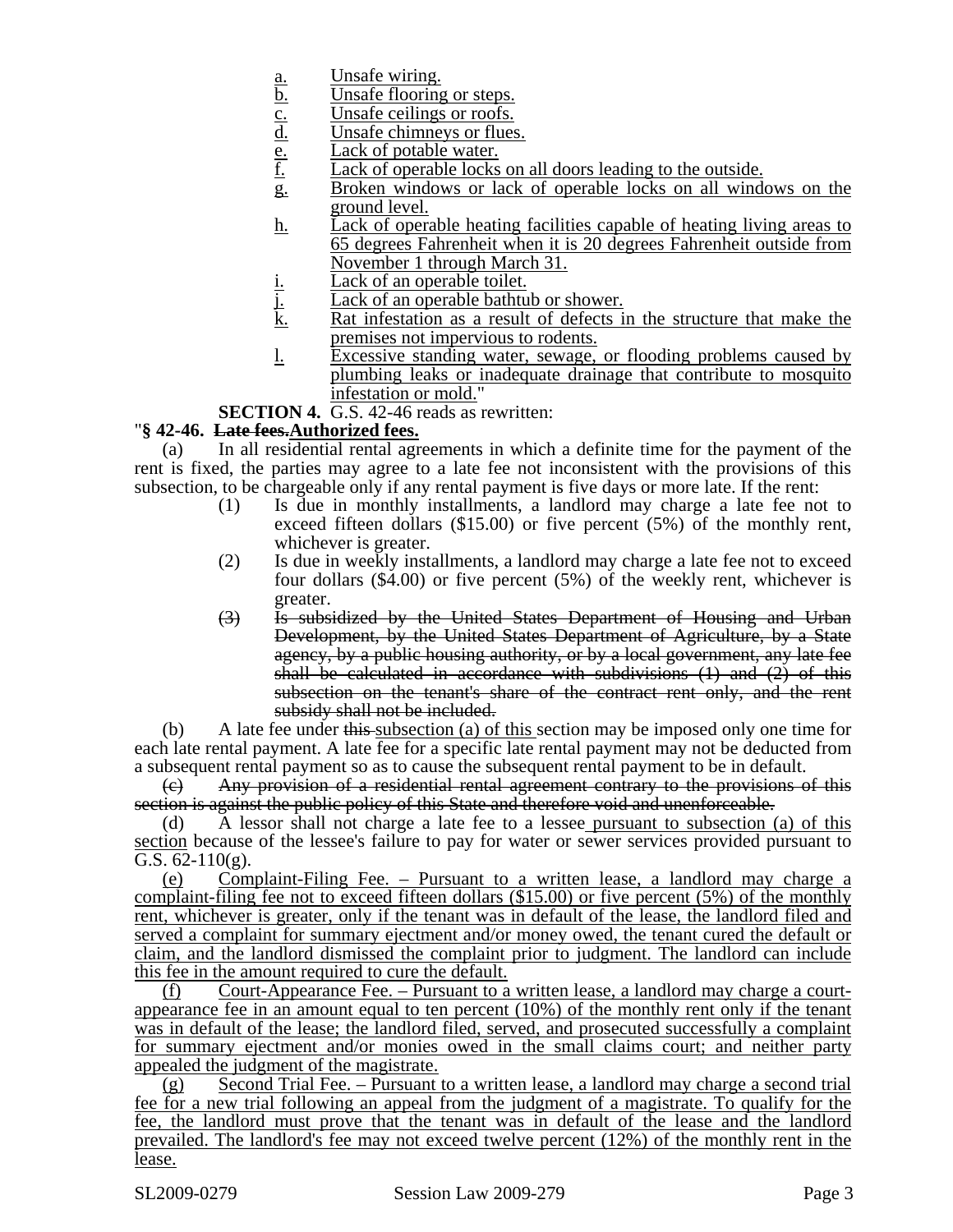a. Unsafe wiring.
b. Unsafe flooring or steps.
c. Unsafe ceilings or roofs.
d. Unsafe chimneys or flues.
e. Lack of potable water.
f. Lack of operable locks on all doors leading to the outside.
g. Broken windows or lack of operable locks on all windows on the ground level.
h. Lack of operable heating facilities capable of heating living areas to 65 degrees Fahrenheit when it is 20 degrees Fahrenheit outside from November 1 through March 31.
i. Lack of an operable toilet.
j. Lack of an operable bathtub or shower.
k. Rat infestation as a result of defects in the structure that make the premises not impervious to rodents.
l. Excessive standing water, sewage, or flooding problems caused by plumbing leaks or inadequate drainage that contribute to mosquito infestation or mold."

**SECTION 4.** G.S. 42-46 reads as rewritten:

"**§ 42-46. ~~Late fees.~~Authorized fees.**

(a) In all residential rental agreements in which a definite time for the payment of the rent is fixed, the parties may agree to a late fee not inconsistent with the provisions of this subsection, to be chargeable only if any rental payment is five days or more late. If the rent:

(1) Is due in monthly installments, a landlord may charge a late fee not to exceed fifteen dollars ($15.00) or five percent (5%) of the monthly rent, whichever is greater.

(2) Is due in weekly installments, a landlord may charge a late fee not to exceed four dollars ($4.00) or five percent (5%) of the weekly rent, whichever is greater.

~~(3) Is subsidized by the United States Department of Housing and Urban Development, by the United States Department of Agriculture, by a State agency, by a public housing authority, or by a local government, any late fee shall be calculated in accordance with subdivisions (1) and (2) of this subsection on the tenant's share of the contract rent only, and the rent subsidy shall not be included.~~

(b) A late fee under ~~this~~ subsection (a) of this section may be imposed only one time for each late rental payment. A late fee for a specific late rental payment may not be deducted from a subsequent rental payment so as to cause the subsequent rental payment to be in default.

~~(c) Any provision of a residential rental agreement contrary to the provisions of this section is against the public policy of this State and therefore void and unenforceable.~~

(d) A lessor shall not charge a late fee to a lessee pursuant to subsection (a) of this section because of the lessee's failure to pay for water or sewer services provided pursuant to G.S. 62-110(g).

(e) Complaint-Filing Fee. – Pursuant to a written lease, a landlord may charge a complaint-filing fee not to exceed fifteen dollars ($15.00) or five percent (5%) of the monthly rent, whichever is greater, only if the tenant was in default of the lease, the landlord filed and served a complaint for summary ejectment and/or money owed, the tenant cured the default or claim, and the landlord dismissed the complaint prior to judgment. The landlord can include this fee in the amount required to cure the default.

(f) Court-Appearance Fee. – Pursuant to a written lease, a landlord may charge a court-appearance fee in an amount equal to ten percent (10%) of the monthly rent only if the tenant was in default of the lease; the landlord filed, served, and prosecuted successfully a complaint for summary ejectment and/or monies owed in the small claims court; and neither party appealed the judgment of the magistrate.

(g) Second Trial Fee. – Pursuant to a written lease, a landlord may charge a second trial fee for a new trial following an appeal from the judgment of a magistrate. To qualify for the fee, the landlord must prove that the tenant was in default of the lease and the landlord prevailed. The landlord's fee may not exceed twelve percent (12%) of the monthly rent in the lease.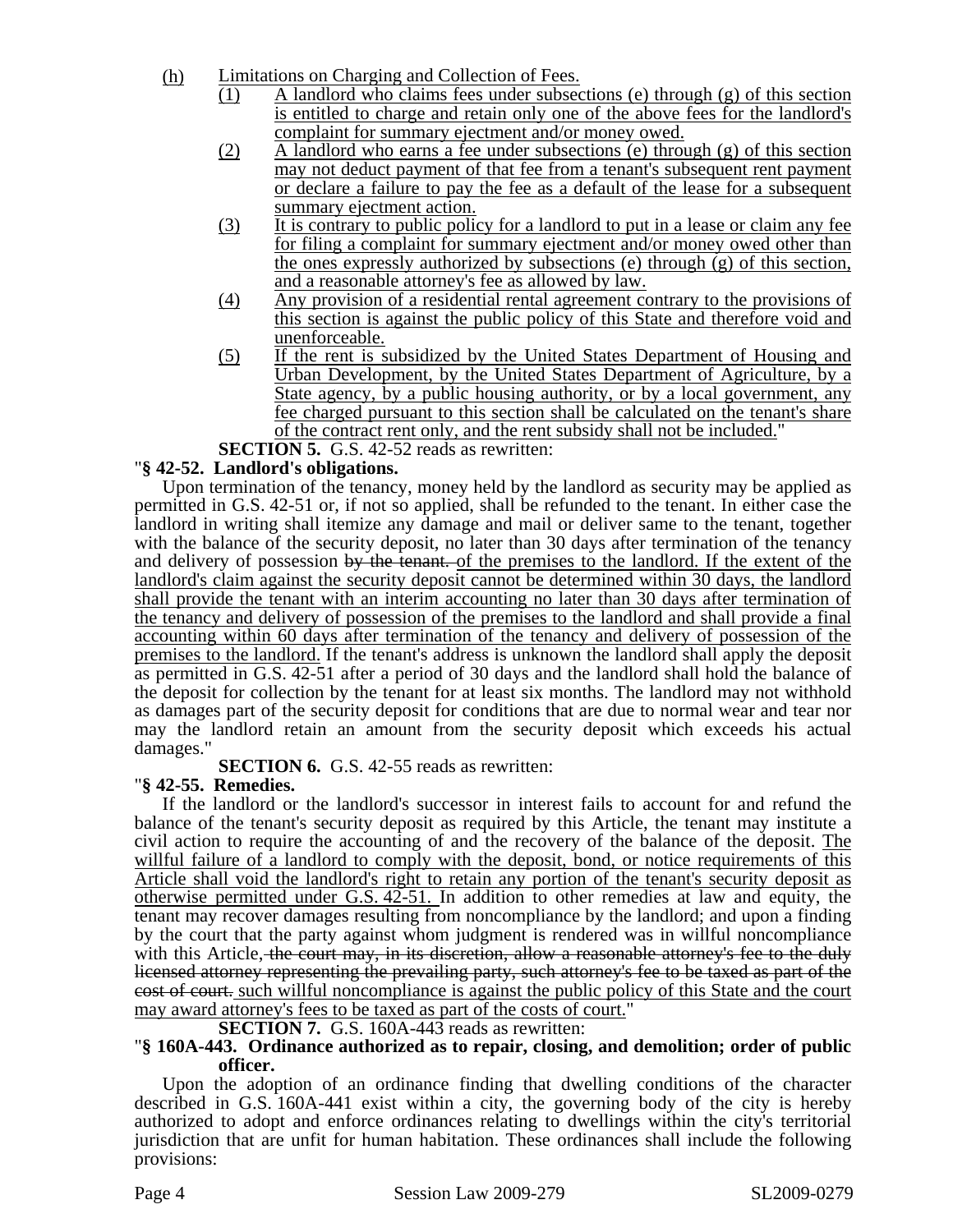(h) Limitations on Charging and Collection of Fees.

(1) A landlord who claims fees under subsections (e) through (g) of this section is entitled to charge and retain only one of the above fees for the landlord's complaint for summary ejectment and/or money owed.

(2) A landlord who earns a fee under subsections (e) through (g) of this section may not deduct payment of that fee from a tenant's subsequent rent payment or declare a failure to pay the fee as a default of the lease for a subsequent summary ejectment action.

(3) It is contrary to public policy for a landlord to put in a lease or claim any fee for filing a complaint for summary ejectment and/or money owed other than the ones expressly authorized by subsections (e) through (g) of this section, and a reasonable attorney's fee as allowed by law.

(4) Any provision of a residential rental agreement contrary to the provisions of this section is against the public policy of this State and therefore void and unenforceable.

(5) If the rent is subsidized by the United States Department of Housing and Urban Development, by the United States Department of Agriculture, by a State agency, by a public housing authority, or by a local government, any fee charged pursuant to this section shall be calculated on the tenant's share of the contract rent only, and the rent subsidy shall not be included."

**SECTION 5.** G.S. 42-52 reads as rewritten:

"**§ 42-52. Landlord's obligations.**

Upon termination of the tenancy, money held by the landlord as security may be applied as permitted in G.S. 42-51 or, if not so applied, shall be refunded to the tenant. In either case the landlord in writing shall itemize any damage and mail or deliver same to the tenant, together with the balance of the security deposit, no later than 30 days after termination of the tenancy and delivery of possession ~~by the tenant.~~ of the premises to the landlord. If the extent of the landlord's claim against the security deposit cannot be determined within 30 days, the landlord shall provide the tenant with an interim accounting no later than 30 days after termination of the tenancy and delivery of possession of the premises to the landlord and shall provide a final accounting within 60 days after termination of the tenancy and delivery of possession of the premises to the landlord. If the tenant's address is unknown the landlord shall apply the deposit as permitted in G.S. 42-51 after a period of 30 days and the landlord shall hold the balance of the deposit for collection by the tenant for at least six months. The landlord may not withhold as damages part of the security deposit for conditions that are due to normal wear and tear nor may the landlord retain an amount from the security deposit which exceeds his actual damages."

**SECTION 6.** G.S. 42-55 reads as rewritten:

"**§ 42-55. Remedies.**

If the landlord or the landlord's successor in interest fails to account for and refund the balance of the tenant's security deposit as required by this Article, the tenant may institute a civil action to require the accounting of and the recovery of the balance of the deposit. The willful failure of a landlord to comply with the deposit, bond, or notice requirements of this Article shall void the landlord's right to retain any portion of the tenant's security deposit as otherwise permitted under G.S. 42-51. In addition to other remedies at law and equity, the tenant may recover damages resulting from noncompliance by the landlord; and upon a finding by the court that the party against whom judgment is rendered was in willful noncompliance with this Article~~, the court may, in its discretion, allow a reasonable attorney's fee to the duly licensed attorney representing the prevailing party, such attorney's fee to be taxed as part of the cost of court.~~ such willful noncompliance is against the public policy of this State and the court may award attorney's fees to be taxed as part of the costs of court."

**SECTION 7.** G.S. 160A-443 reads as rewritten:

"**§ 160A-443. Ordinance authorized as to repair, closing, and demolition; order of public officer.**

Upon the adoption of an ordinance finding that dwelling conditions of the character described in G.S. 160A-441 exist within a city, the governing body of the city is hereby authorized to adopt and enforce ordinances relating to dwellings within the city's territorial jurisdiction that are unfit for human habitation. These ordinances shall include the following provisions: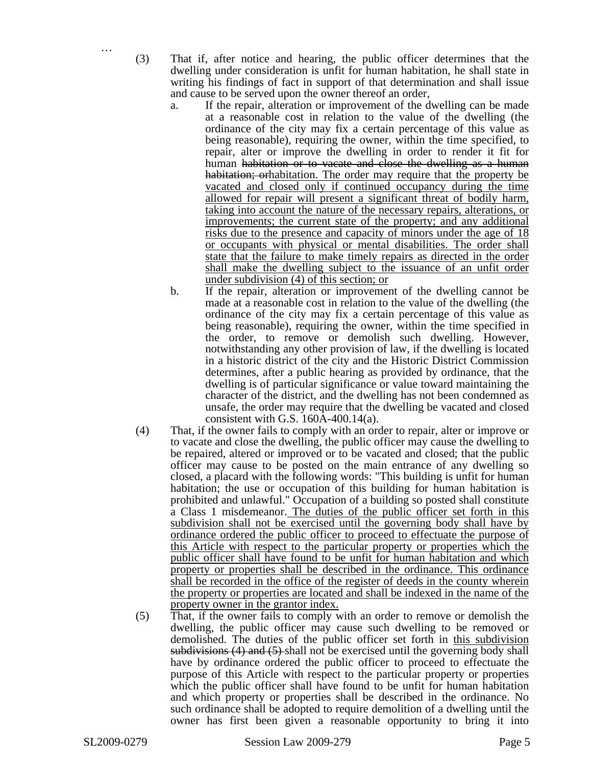…

(3) That if, after notice and hearing, the public officer determines that the dwelling under consideration is unfit for human habitation, he shall state in writing his findings of fact in support of that determination and shall issue and cause to be served upon the owner thereof an order,

  a. If the repair, alteration or improvement of the dwelling can be made at a reasonable cost in relation to the value of the dwelling (the ordinance of the city may fix a certain percentage of this value as being reasonable), requiring the owner, within the time specified, to repair, alter or improve the dwelling in order to render it fit for human ~~habitation or to vacate and close the dwelling as a human habitation; or~~habitation. The order may require that the property be vacated and closed only if continued occupancy during the time allowed for repair will present a significant threat of bodily harm, taking into account the nature of the necessary repairs, alterations, or improvements; the current state of the property; and any additional risks due to the presence and capacity of minors under the age of 18 or occupants with physical or mental disabilities. The order shall state that the failure to make timely repairs as directed in the order shall make the dwelling subject to the issuance of an unfit order under subdivision (4) of this section; or

  b. If the repair, alteration or improvement of the dwelling cannot be made at a reasonable cost in relation to the value of the dwelling (the ordinance of the city may fix a certain percentage of this value as being reasonable), requiring the owner, within the time specified in the order, to remove or demolish such dwelling. However, notwithstanding any other provision of law, if the dwelling is located in a historic district of the city and the Historic District Commission determines, after a public hearing as provided by ordinance, that the dwelling is of particular significance or value toward maintaining the character of the district, and the dwelling has not been condemned as unsafe, the order may require that the dwelling be vacated and closed consistent with G.S. 160A-400.14(a).

(4) That, if the owner fails to comply with an order to repair, alter or improve or to vacate and close the dwelling, the public officer may cause the dwelling to be repaired, altered or improved or to be vacated and closed; that the public officer may cause to be posted on the main entrance of any dwelling so closed, a placard with the following words: "This building is unfit for human habitation; the use or occupation of this building for human habitation is prohibited and unlawful." Occupation of a building so posted shall constitute a Class 1 misdemeanor. The duties of the public officer set forth in this subdivision shall not be exercised until the governing body shall have by ordinance ordered the public officer to proceed to effectuate the purpose of this Article with respect to the particular property or properties which the public officer shall have found to be unfit for human habitation and which property or properties shall be described in the ordinance. This ordinance shall be recorded in the office of the register of deeds in the county wherein the property or properties are located and shall be indexed in the name of the property owner in the grantor index.

(5) That, if the owner fails to comply with an order to remove or demolish the dwelling, the public officer may cause such dwelling to be removed or demolished. The duties of the public officer set forth in this subdivision ~~subdivisions (4) and (5)~~ shall not be exercised until the governing body shall have by ordinance ordered the public officer to proceed to effectuate the purpose of this Article with respect to the particular property or properties which the public officer shall have found to be unfit for human habitation and which property or properties shall be described in the ordinance. No such ordinance shall be adopted to require demolition of a dwelling until the owner has first been given a reasonable opportunity to bring it into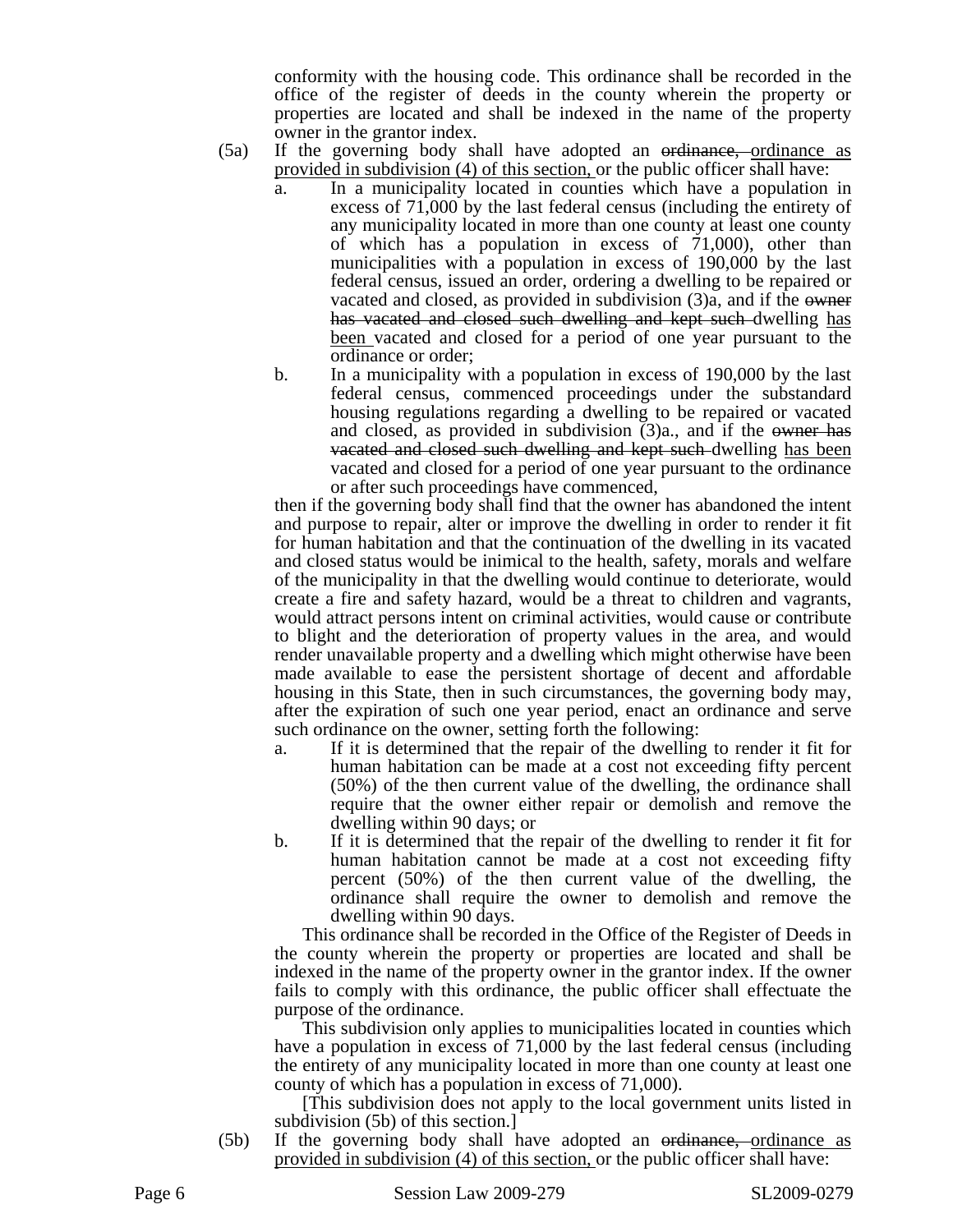conformity with the housing code. This ordinance shall be recorded in the office of the register of deeds in the county wherein the property or properties are located and shall be indexed in the name of the property owner in the grantor index.

(5a) If the governing body shall have adopted an ~~ordinance,~~ ordinance as provided in subdivision (4) of this section, or the public officer shall have:

a. In a municipality located in counties which have a population in excess of 71,000 by the last federal census (including the entirety of any municipality located in more than one county at least one county of which has a population in excess of 71,000), other than municipalities with a population in excess of 190,000 by the last federal census, issued an order, ordering a dwelling to be repaired or vacated and closed, as provided in subdivision (3)a, and if the ~~owner has vacated and closed such dwelling and kept such~~ dwelling has been vacated and closed for a period of one year pursuant to the ordinance or order;

b. In a municipality with a population in excess of 190,000 by the last federal census, commenced proceedings under the substandard housing regulations regarding a dwelling to be repaired or vacated and closed, as provided in subdivision (3)a., and if the ~~owner has vacated and closed such dwelling and kept such~~ dwelling has been vacated and closed for a period of one year pursuant to the ordinance or after such proceedings have commenced,

then if the governing body shall find that the owner has abandoned the intent and purpose to repair, alter or improve the dwelling in order to render it fit for human habitation and that the continuation of the dwelling in its vacated and closed status would be inimical to the health, safety, morals and welfare of the municipality in that the dwelling would continue to deteriorate, would create a fire and safety hazard, would be a threat to children and vagrants, would attract persons intent on criminal activities, would cause or contribute to blight and the deterioration of property values in the area, and would render unavailable property and a dwelling which might otherwise have been made available to ease the persistent shortage of decent and affordable housing in this State, then in such circumstances, the governing body may, after the expiration of such one year period, enact an ordinance and serve such ordinance on the owner, setting forth the following:

a. If it is determined that the repair of the dwelling to render it fit for human habitation can be made at a cost not exceeding fifty percent (50%) of the then current value of the dwelling, the ordinance shall require that the owner either repair or demolish and remove the dwelling within 90 days; or

b. If it is determined that the repair of the dwelling to render it fit for human habitation cannot be made at a cost not exceeding fifty percent (50%) of the then current value of the dwelling, the ordinance shall require the owner to demolish and remove the dwelling within 90 days.

This ordinance shall be recorded in the Office of the Register of Deeds in the county wherein the property or properties are located and shall be indexed in the name of the property owner in the grantor index. If the owner fails to comply with this ordinance, the public officer shall effectuate the purpose of the ordinance.

This subdivision only applies to municipalities located in counties which have a population in excess of 71,000 by the last federal census (including the entirety of any municipality located in more than one county at least one county of which has a population in excess of 71,000).

[This subdivision does not apply to the local government units listed in subdivision (5b) of this section.]

(5b) If the governing body shall have adopted an ~~ordinance,~~ ordinance as provided in subdivision (4) of this section, or the public officer shall have: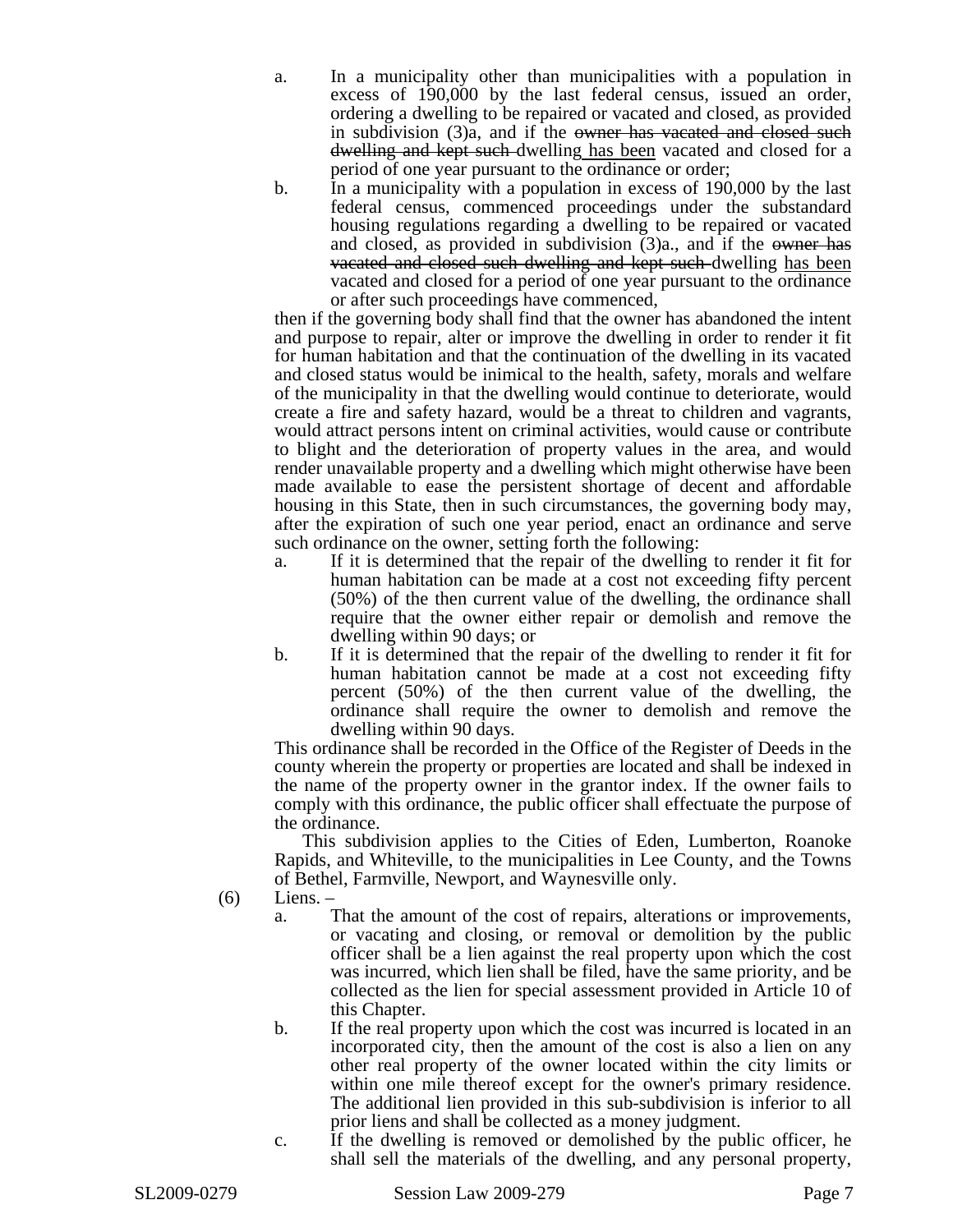a. In a municipality other than municipalities with a population in excess of 190,000 by the last federal census, issued an order, ordering a dwelling to be repaired or vacated and closed, as provided in subdivision (3)a, and if the ~~owner has vacated and closed such dwelling and kept such~~ dwelling <u>has been</u> vacated and closed for a period of one year pursuant to the ordinance or order;

b. In a municipality with a population in excess of 190,000 by the last federal census, commenced proceedings under the substandard housing regulations regarding a dwelling to be repaired or vacated and closed, as provided in subdivision (3)a., and if the ~~owner has vacated and closed such dwelling and kept such~~ dwelling <u>has been</u> vacated and closed for a period of one year pursuant to the ordinance or after such proceedings have commenced,

then if the governing body shall find that the owner has abandoned the intent and purpose to repair, alter or improve the dwelling in order to render it fit for human habitation and that the continuation of the dwelling in its vacated and closed status would be inimical to the health, safety, morals and welfare of the municipality in that the dwelling would continue to deteriorate, would create a fire and safety hazard, would be a threat to children and vagrants, would attract persons intent on criminal activities, would cause or contribute to blight and the deterioration of property values in the area, and would render unavailable property and a dwelling which might otherwise have been made available to ease the persistent shortage of decent and affordable housing in this State, then in such circumstances, the governing body may, after the expiration of such one year period, enact an ordinance and serve such ordinance on the owner, setting forth the following:

a. If it is determined that the repair of the dwelling to render it fit for human habitation can be made at a cost not exceeding fifty percent (50%) of the then current value of the dwelling, the ordinance shall require that the owner either repair or demolish and remove the dwelling within 90 days; or

b. If it is determined that the repair of the dwelling to render it fit for human habitation cannot be made at a cost not exceeding fifty percent (50%) of the then current value of the dwelling, the ordinance shall require the owner to demolish and remove the dwelling within 90 days.

This ordinance shall be recorded in the Office of the Register of Deeds in the county wherein the property or properties are located and shall be indexed in the name of the property owner in the grantor index. If the owner fails to comply with this ordinance, the public officer shall effectuate the purpose of the ordinance.

This subdivision applies to the Cities of Eden, Lumberton, Roanoke Rapids, and Whiteville, to the municipalities in Lee County, and the Towns of Bethel, Farmville, Newport, and Waynesville only.

(6) Liens. –

a. That the amount of the cost of repairs, alterations or improvements, or vacating and closing, or removal or demolition by the public officer shall be a lien against the real property upon which the cost was incurred, which lien shall be filed, have the same priority, and be collected as the lien for special assessment provided in Article 10 of this Chapter.

b. If the real property upon which the cost was incurred is located in an incorporated city, then the amount of the cost is also a lien on any other real property of the owner located within the city limits or within one mile thereof except for the owner's primary residence. The additional lien provided in this sub-subdivision is inferior to all prior liens and shall be collected as a money judgment.

c. If the dwelling is removed or demolished by the public officer, he shall sell the materials of the dwelling, and any personal property,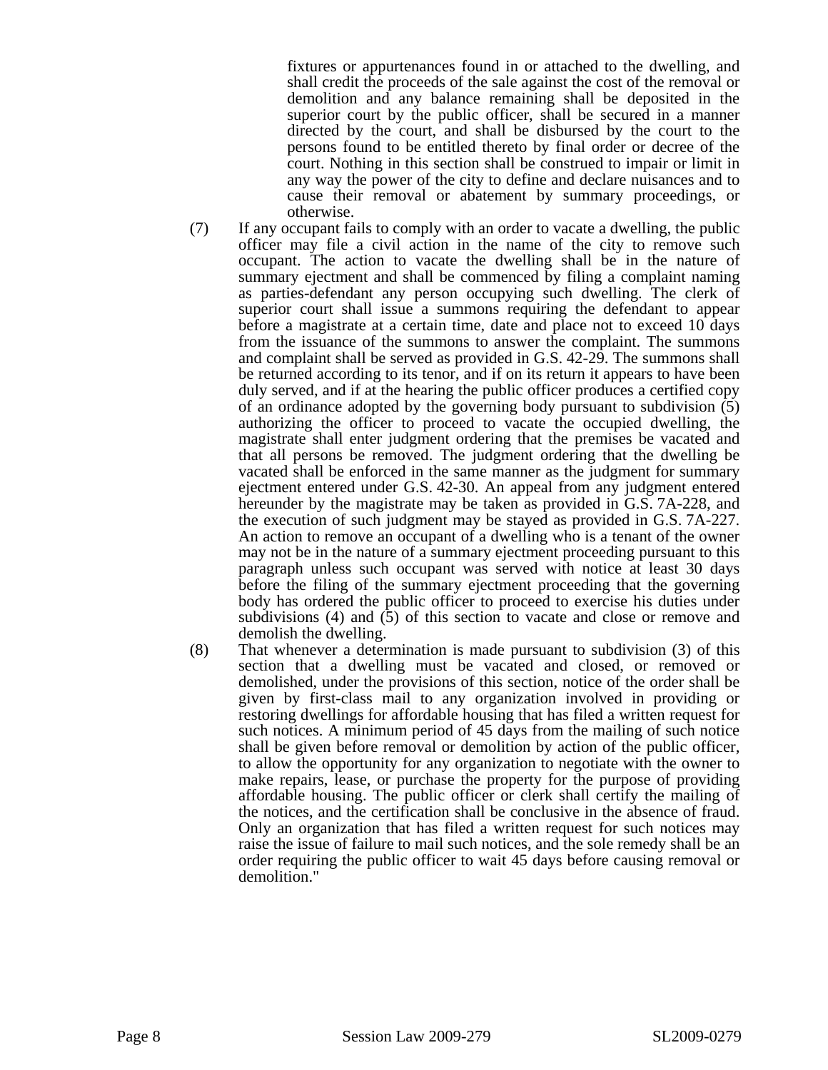fixtures or appurtenances found in or attached to the dwelling, and shall credit the proceeds of the sale against the cost of the removal or demolition and any balance remaining shall be deposited in the superior court by the public officer, shall be secured in a manner directed by the court, and shall be disbursed by the court to the persons found to be entitled thereto by final order or decree of the court. Nothing in this section shall be construed to impair or limit in any way the power of the city to define and declare nuisances and to cause their removal or abatement by summary proceedings, or otherwise.

(7) If any occupant fails to comply with an order to vacate a dwelling, the public officer may file a civil action in the name of the city to remove such occupant. The action to vacate the dwelling shall be in the nature of summary ejectment and shall be commenced by filing a complaint naming as parties-defendant any person occupying such dwelling. The clerk of superior court shall issue a summons requiring the defendant to appear before a magistrate at a certain time, date and place not to exceed 10 days from the issuance of the summons to answer the complaint. The summons and complaint shall be served as provided in G.S. 42-29. The summons shall be returned according to its tenor, and if on its return it appears to have been duly served, and if at the hearing the public officer produces a certified copy of an ordinance adopted by the governing body pursuant to subdivision (5) authorizing the officer to proceed to vacate the occupied dwelling, the magistrate shall enter judgment ordering that the premises be vacated and that all persons be removed. The judgment ordering that the dwelling be vacated shall be enforced in the same manner as the judgment for summary ejectment entered under G.S. 42-30. An appeal from any judgment entered hereunder by the magistrate may be taken as provided in G.S. 7A-228, and the execution of such judgment may be stayed as provided in G.S. 7A-227. An action to remove an occupant of a dwelling who is a tenant of the owner may not be in the nature of a summary ejectment proceeding pursuant to this paragraph unless such occupant was served with notice at least 30 days before the filing of the summary ejectment proceeding that the governing body has ordered the public officer to proceed to exercise his duties under subdivisions (4) and (5) of this section to vacate and close or remove and demolish the dwelling.

(8) That whenever a determination is made pursuant to subdivision (3) of this section that a dwelling must be vacated and closed, or removed or demolished, under the provisions of this section, notice of the order shall be given by first-class mail to any organization involved in providing or restoring dwellings for affordable housing that has filed a written request for such notices. A minimum period of 45 days from the mailing of such notice shall be given before removal or demolition by action of the public officer, to allow the opportunity for any organization to negotiate with the owner to make repairs, lease, or purchase the property for the purpose of providing affordable housing. The public officer or clerk shall certify the mailing of the notices, and the certification shall be conclusive in the absence of fraud. Only an organization that has filed a written request for such notices may raise the issue of failure to mail such notices, and the sole remedy shall be an order requiring the public officer to wait 45 days before causing removal or demolition."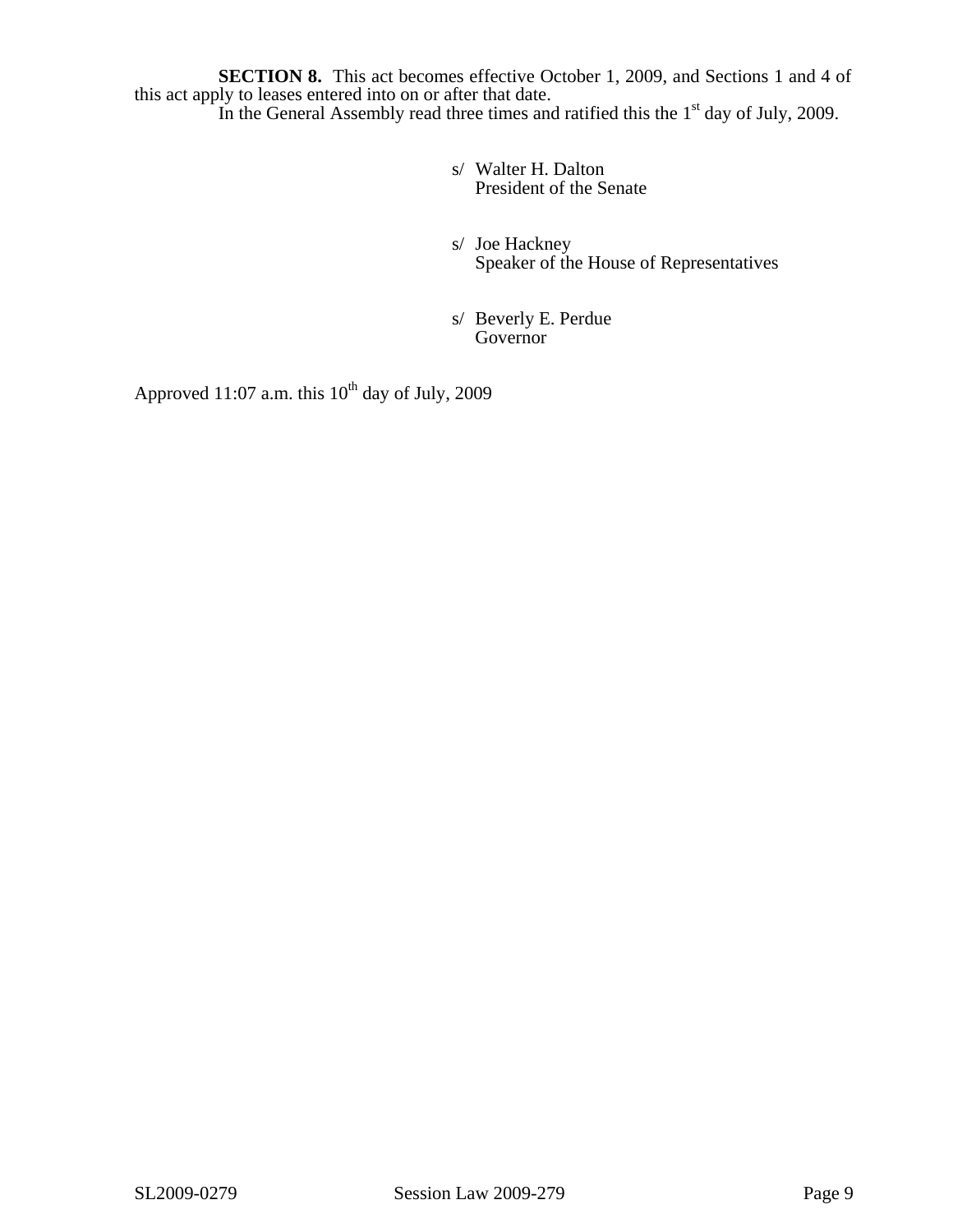**SECTION 8.** This act becomes effective October 1, 2009, and Sections 1 and 4 of this act apply to leases entered into on or after that date.

In the General Assembly read three times and ratified this the 1st day of July, 2009.

s/ Walter H. Dalton
President of the Senate

s/ Joe Hackney
Speaker of the House of Representatives

s/ Beverly E. Perdue
Governor

Approved 11:07 a.m. this 10th day of July, 2009